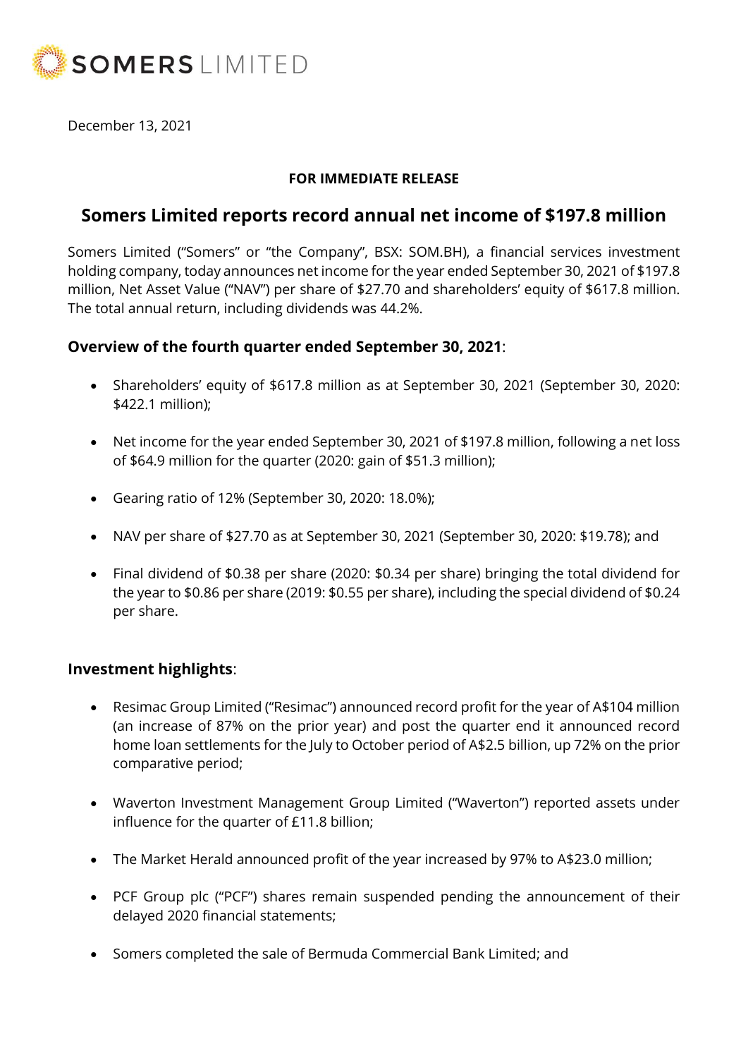SOMERS LIMITED

December 13, 2021

**FOR IMMEDIATE RELEASE**

# Somers Limited reports record annual net income of $197.8 million

Somers Limited ("Somers" or "the Company", BSX: SOM.BH), a financial services investment holding company, today announces net income for the year ended September 30, 2021 of $197.8 million, Net Asset Value ("NAV") per share of $27.70 and shareholders' equity of $617.8 million. The total annual return, including dividends was 44.2%.

## Overview of the fourth quarter ended September 30, 2021:

- Shareholders' equity of $617.8 million as at September 30, 2021 (September 30, 2020: $422.1 million);
- Net income for the year ended September 30, 2021 of $197.8 million, following a net loss of $64.9 million for the quarter (2020: gain of $51.3 million);
- Gearing ratio of 12% (September 30, 2020: 18.0%);
- NAV per share of $27.70 as at September 30, 2021 (September 30, 2020: $19.78); and
- Final dividend of $0.38 per share (2020: $0.34 per share) bringing the total dividend for the year to $0.86 per share (2019: $0.55 per share), including the special dividend of $0.24 per share.

## Investment highlights:

- Resimac Group Limited ("Resimac") announced record profit for the year of A$104 million (an increase of 87% on the prior year) and post the quarter end it announced record home loan settlements for the July to October period of A$2.5 billion, up 72% on the prior comparative period;
- Waverton Investment Management Group Limited ("Waverton") reported assets under influence for the quarter of £11.8 billion;
- The Market Herald announced profit of the year increased by 97% to A$23.0 million;
- PCF Group plc ("PCF") shares remain suspended pending the announcement of their delayed 2020 financial statements;
- Somers completed the sale of Bermuda Commercial Bank Limited; and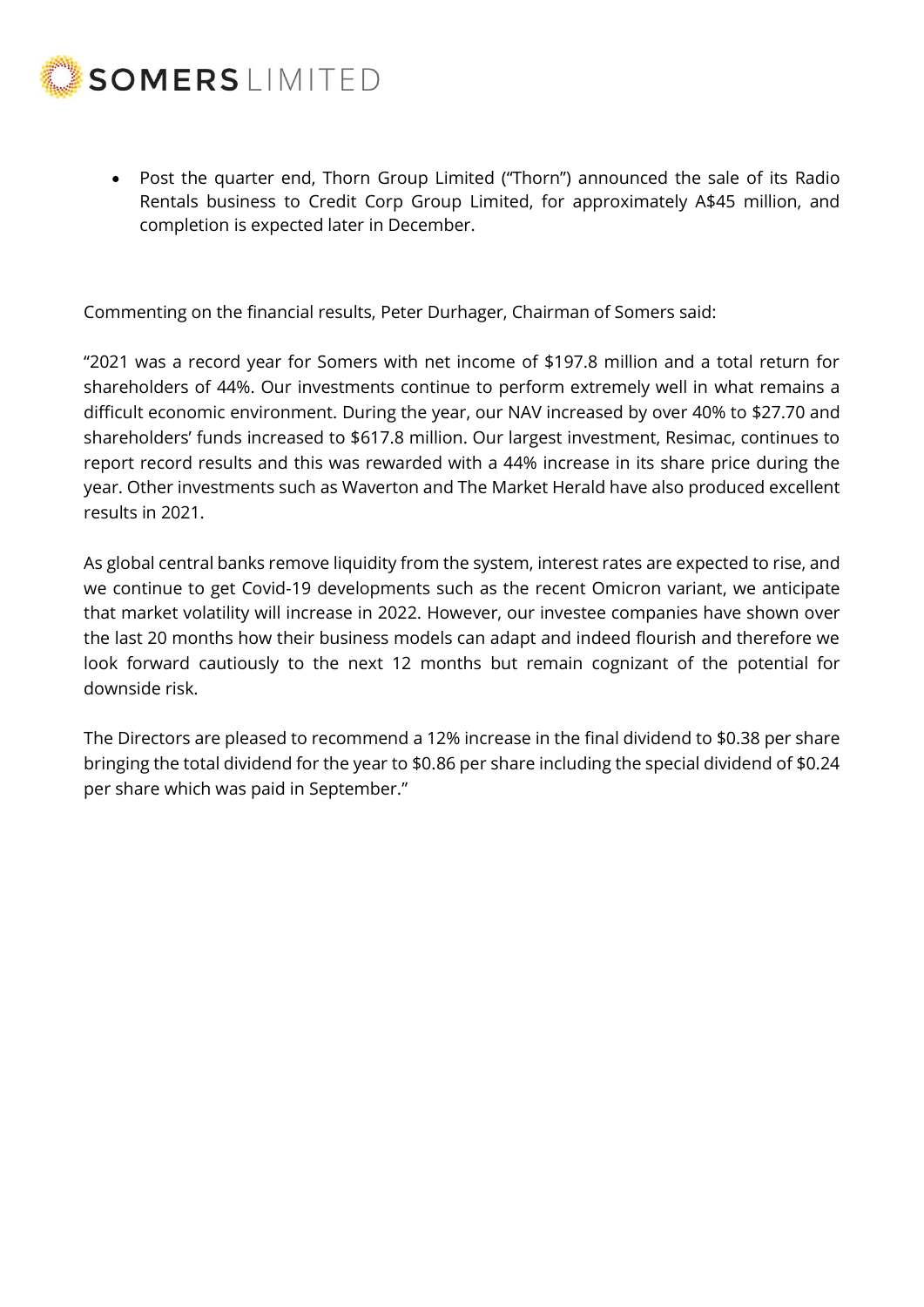- Post the quarter end, Thorn Group Limited ("Thorn") announced the sale of its Radio Rentals business to Credit Corp Group Limited, for approximately A$45 million, and completion is expected later in December.

Commenting on the financial results, Peter Durhager, Chairman of Somers said:

"2021 was a record year for Somers with net income of $197.8 million and a total return for shareholders of 44%. Our investments continue to perform extremely well in what remains a difficult economic environment. During the year, our NAV increased by over 40% to $27.70 and shareholders' funds increased to $617.8 million. Our largest investment, Resimac, continues to report record results and this was rewarded with a 44% increase in its share price during the year. Other investments such as Waverton and The Market Herald have also produced excellent results in 2021.

As global central banks remove liquidity from the system, interest rates are expected to rise, and we continue to get Covid-19 developments such as the recent Omicron variant, we anticipate that market volatility will increase in 2022. However, our investee companies have shown over the last 20 months how their business models can adapt and indeed flourish and therefore we look forward cautiously to the next 12 months but remain cognizant of the potential for downside risk.

The Directors are pleased to recommend a 12% increase in the final dividend to $0.38 per share bringing the total dividend for the year to $0.86 per share including the special dividend of $0.24 per share which was paid in September."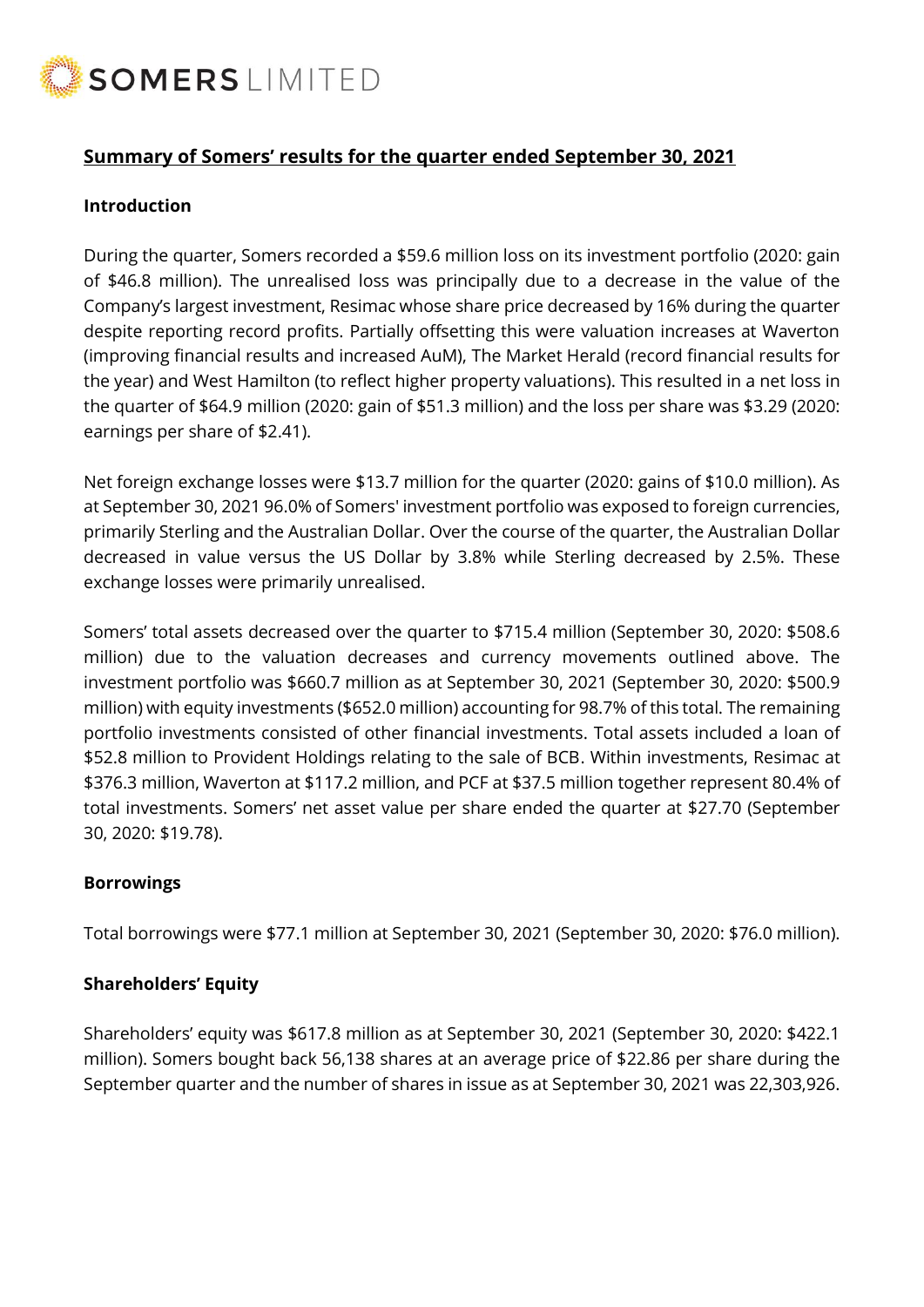## Summary of Somers' results for the quarter ended September 30, 2021

### Introduction

During the quarter, Somers recorded a $59.6 million loss on its investment portfolio (2020: gain of $46.8 million). The unrealised loss was principally due to a decrease in the value of the Company's largest investment, Resimac whose share price decreased by 16% during the quarter despite reporting record profits. Partially offsetting this were valuation increases at Waverton (improving financial results and increased AuM), The Market Herald (record financial results for the year) and West Hamilton (to reflect higher property valuations). This resulted in a net loss in the quarter of $64.9 million (2020: gain of $51.3 million) and the loss per share was $3.29 (2020: earnings per share of $2.41).

Net foreign exchange losses were $13.7 million for the quarter (2020: gains of $10.0 million). As at September 30, 2021 96.0% of Somers' investment portfolio was exposed to foreign currencies, primarily Sterling and the Australian Dollar. Over the course of the quarter, the Australian Dollar decreased in value versus the US Dollar by 3.8% while Sterling decreased by 2.5%. These exchange losses were primarily unrealised.

Somers' total assets decreased over the quarter to $715.4 million (September 30, 2020: $508.6 million) due to the valuation decreases and currency movements outlined above. The investment portfolio was $660.7 million as at September 30, 2021 (September 30, 2020: $500.9 million) with equity investments ($652.0 million) accounting for 98.7% of this total. The remaining portfolio investments consisted of other financial investments. Total assets included a loan of $52.8 million to Provident Holdings relating to the sale of BCB. Within investments, Resimac at $376.3 million, Waverton at $117.2 million, and PCF at $37.5 million together represent 80.4% of total investments. Somers' net asset value per share ended the quarter at $27.70 (September 30, 2020: $19.78).

### Borrowings

Total borrowings were $77.1 million at September 30, 2021 (September 30, 2020: $76.0 million).

### Shareholders' Equity

Shareholders' equity was $617.8 million as at September 30, 2021 (September 30, 2020: $422.1 million). Somers bought back 56,138 shares at an average price of $22.86 per share during the September quarter and the number of shares in issue as at September 30, 2021 was 22,303,926.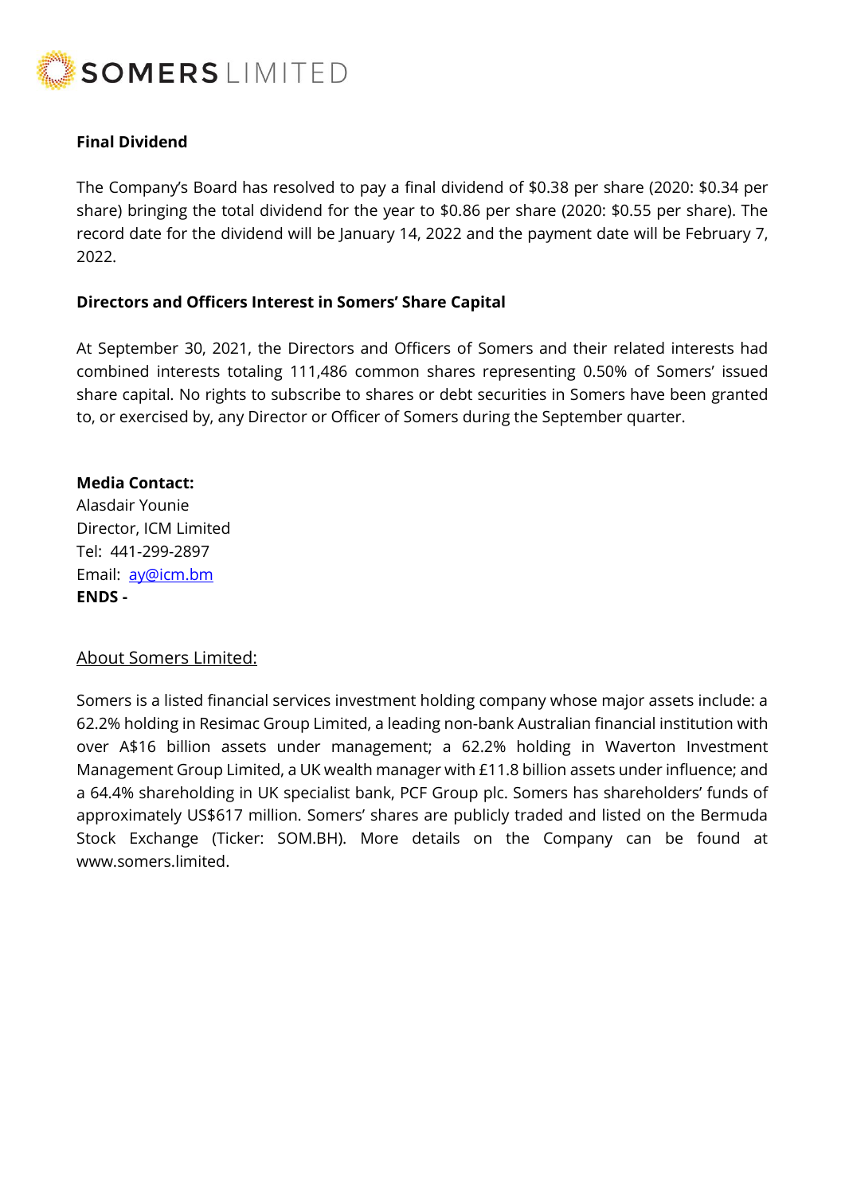**Final Dividend**

The Company's Board has resolved to pay a final dividend of $0.38 per share (2020: $0.34 per share) bringing the total dividend for the year to $0.86 per share (2020: $0.55 per share). The record date for the dividend will be January 14, 2022 and the payment date will be February 7, 2022.

**Directors and Officers Interest in Somers' Share Capital**

At September 30, 2021, the Directors and Officers of Somers and their related interests had combined interests totaling 111,486 common shares representing 0.50% of Somers' issued share capital. No rights to subscribe to shares or debt securities in Somers have been granted to, or exercised by, any Director or Officer of Somers during the September quarter.

**Media Contact:**
Alasdair Younie
Director, ICM Limited
Tel: 441-299-2897
Email: ay@icm.bm
**ENDS -**

About Somers Limited:

Somers is a listed financial services investment holding company whose major assets include: a 62.2% holding in Resimac Group Limited, a leading non-bank Australian financial institution with over A$16 billion assets under management; a 62.2% holding in Waverton Investment Management Group Limited, a UK wealth manager with £11.8 billion assets under influence; and a 64.4% shareholding in UK specialist bank, PCF Group plc. Somers has shareholders' funds of approximately US$617 million. Somers' shares are publicly traded and listed on the Bermuda Stock Exchange (Ticker: SOM.BH). More details on the Company can be found at www.somers.limited.